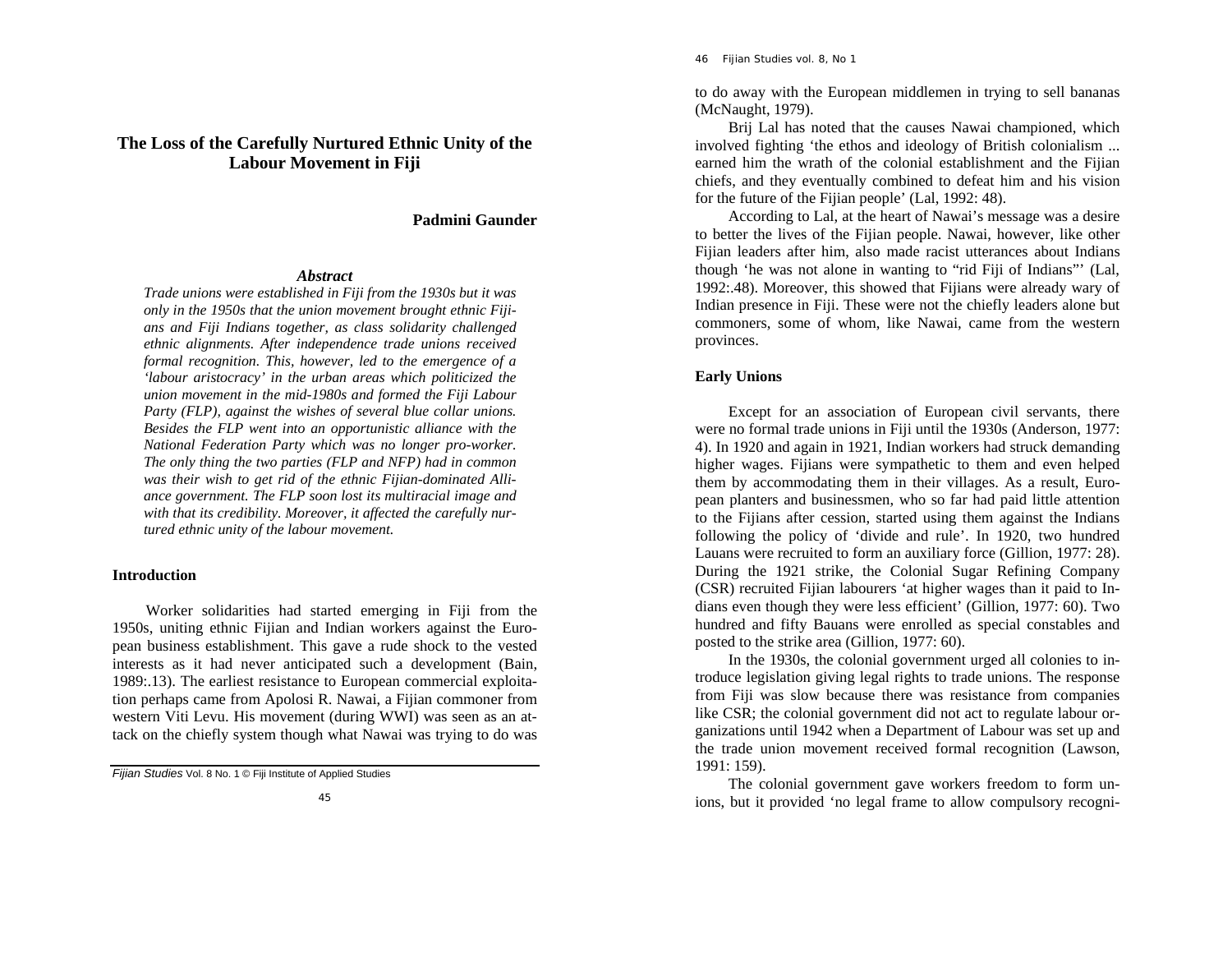# The Loss of the Carefully Nurtured Ethnic Unity of the Labour Movement in Fiji

**Padmini Gaunder**

### *Abstract*

*Trade unions were established in Fiji from the 1930s but it was only in the 1950s that the union movement brought ethnic Fijians and Fiji Indians together, as class solidarity challenged ethnic alignments. After independence trade unions received formal recognition. This, however, led to the emergence of a 'labour aristocracy' in the urban areas which politicized the union movement in the mid-1980s and formed the Fiji Labour Party (FLP), against the wishes of several blue collar unions. Besides the FLP went into an opportunistic alliance with the National Federation Party which was no longer pro-worker. The only thing the two parties (FLP and NFP) had in common was their wish to get rid of the ethnic Fijian-dominated Alliance government. The FLP soon lost its multiracial image and with that its credibility. Moreover, it affected the carefully nurtured ethnic unity of the labour movement.*

## Introduction

Worker solidarities had started emerging in Fiji from the 1950s, uniting ethnic Fijian and Indian workers against the European business establishment. This gave a rude shock to the vested interests as it had never anticipated such a development (Bain, 1989:.13). The earliest resistance to European commercial exploitation perhaps came from Apolosi R. Nawai, a Fijian commoner from western Viti Levu. His movement (during WWI) was seen as an attack on the chiefly system though what Nawai was trying to do was to do away with the European middlemen in trying to sell bananas (McNaught, 1979).

Brij Lal has noted that the causes Nawai championed, which involved fighting 'the ethos and ideology of British colonialism ... earned him the wrath of the colonial establishment and the Fijian chiefs, and they eventually combined to defeat him and his vision for the future of the Fijian people' (Lal, 1992: 48).

According to Lal, at the heart of Nawai's message was a desire to better the lives of the Fijian people. Nawai, however, like other Fijian leaders after him, also made racist utterances about Indians though 'he was not alone in wanting to "rid Fiji of Indians"' (Lal, 1992:.48). Moreover, this showed that Fijians were already wary of Indian presence in Fiji. These were not the chiefly leaders alone but commoners, some of whom, like Nawai, came from the western provinces.

## Early Unions

Except for an association of European civil servants, there were no formal trade unions in Fiji until the 1930s (Anderson, 1977: 4). In 1920 and again in 1921, Indian workers had struck demanding higher wages. Fijians were sympathetic to them and even helped them by accommodating them in their villages. As a result, European planters and businessmen, who so far had paid little attention to the Fijians after cession, started using them against the Indians following the policy of 'divide and rule'. In 1920, two hundred Lauans were recruited to form an auxiliary force (Gillion, 1977: 28). During the 1921 strike, the Colonial Sugar Refining Company (CSR) recruited Fijian labourers 'at higher wages than it paid to Indians even though they were less efficient' (Gillion, 1977: 60). Two hundred and fifty Bauans were enrolled as special constables and posted to the strike area (Gillion, 1977: 60).

In the 1930s, the colonial government urged all colonies to introduce legislation giving legal rights to trade unions. The response from Fiji was slow because there was resistance from companies like CSR; the colonial government did not act to regulate labour organizations until 1942 when a Department of Labour was set up and the trade union movement received formal recognition (Lawson, 1991: 159).

The colonial government gave workers freedom to form unions, but it provided 'no legal frame to allow compulsory recogni-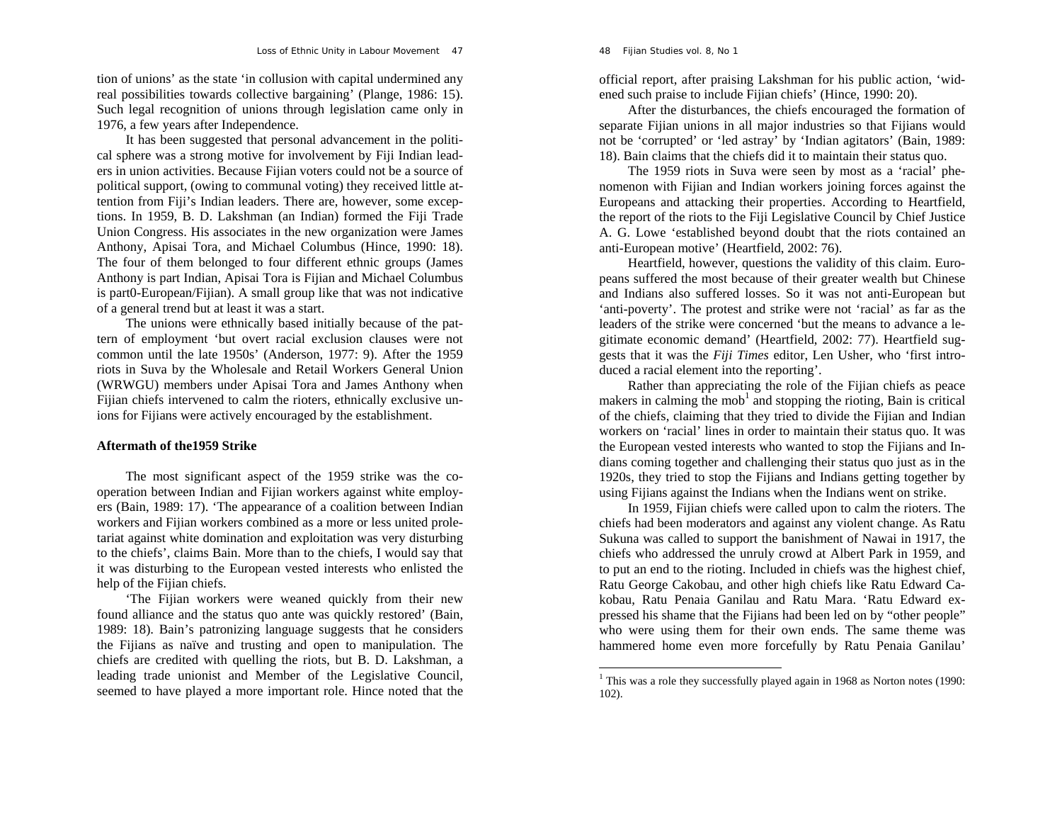tion of unions' as the state 'in collusion with capital undermined any real possibilities towards collective bargaining' (Plange, 1986: 15). Such legal recognition of unions through legislation came only in 1976, a few years after Independence.

It has been suggested that personal advancement in the political sphere was a strong motive for involvement by Fiji Indian leaders in union activities. Because Fijian voters could not be a source of political support, (owing to communal voting) they received little attention from Fiji's Indian leaders. There are, however, some exceptions. In 1959, B. D. Lakshman (an Indian) formed the Fiji Trade Union Congress. His associates in the new organization were James Anthony, Apisai Tora, and Michael Columbus (Hince, 1990: 18). The four of them belonged to four different ethnic groups (James Anthony is part Indian, Apisai Tora is Fijian and Michael Columbus is part0-European/Fijian). A small group like that was not indicative of a general trend but at least it was a start.

The unions were ethnically based initially because of the pattern of employment 'but overt racial exclusion clauses were not common until the late 1950s' (Anderson, 1977: 9). After the 1959 riots in Suva by the Wholesale and Retail Workers General Union (WRWGU) members under Apisai Tora and James Anthony when Fijian chiefs intervened to calm the rioters, ethnically exclusive unions for Fijians were actively encouraged by the establishment.

## Aftermath of the1959 Strike

The most significant aspect of the 1959 strike was the co-operation between Indian and Fijian workers against white employers (Bain, 1989: 17). 'The appearance of a coalition between Indian workers and Fijian workers combined as a more or less united proletariat against white domination and exploitation was very disturbing to the chiefs', claims Bain. More than to the chiefs, I would say that it was disturbing to the European vested interests who enlisted the help of the Fijian chiefs.

'The Fijian workers were weaned quickly from their new found alliance and the status quo ante was quickly restored' (Bain, 1989: 18). Bain's patronizing language suggests that he considers the Fijians as naïve and trusting and open to manipulation. The chiefs are credited with quelling the riots, but B. D. Lakshman, a leading trade unionist and Member of the Legislative Council, seemed to have played a more important role. Hince noted that the official report, after praising Lakshman for his public action, 'widened such praise to include Fijian chiefs' (Hince, 1990: 20).

After the disturbances, the chiefs encouraged the formation of separate Fijian unions in all major industries so that Fijians would not be 'corrupted' or 'led astray' by 'Indian agitators' (Bain, 1989: 18). Bain claims that the chiefs did it to maintain their status quo.

The 1959 riots in Suva were seen by most as a 'racial' phenomenon with Fijian and Indian workers joining forces against the Europeans and attacking their properties. According to Heartfield, the report of the riots to the Fiji Legislative Council by Chief Justice A. G. Lowe 'established beyond doubt that the riots contained an anti-European motive' (Heartfield, 2002: 76).

Heartfield, however, questions the validity of this claim. Europeans suffered the most because of their greater wealth but Chinese and Indians also suffered losses. So it was not anti-European but 'anti-poverty'. The protest and strike were not 'racial' as far as the leaders of the strike were concerned 'but the means to advance a legitimate economic demand' (Heartfield, 2002: 77). Heartfield suggests that it was the *Fiji Times* editor, Len Usher, who 'first introduced a racial element into the reporting'.

Rather than appreciating the role of the Fijian chiefs as peace makers in calming the mob[1] and stopping the rioting, Bain is critical of the chiefs, claiming that they tried to divide the Fijian and Indian workers on 'racial' lines in order to maintain their status quo. It was the European vested interests who wanted to stop the Fijians and Indians coming together and challenging their status quo just as in the 1920s, they tried to stop the Fijians and Indians getting together by using Fijians against the Indians when the Indians went on strike.

In 1959, Fijian chiefs were called upon to calm the rioters. The chiefs had been moderators and against any violent change. As Ratu Sukuna was called to support the banishment of Nawai in 1917, the chiefs who addressed the unruly crowd at Albert Park in 1959, and to put an end to the rioting. Included in chiefs was the highest chief, Ratu George Cakobau, and other high chiefs like Ratu Edward Cakobau, Ratu Penaia Ganilau and Ratu Mara. 'Ratu Edward expressed his shame that the Fijians had been led on by "other people" who were using them for their own ends. The same theme was hammered home even more forcefully by Ratu Penaia Ganilau'

[1] This was a role they successfully played again in 1968 as Norton notes (1990: 102).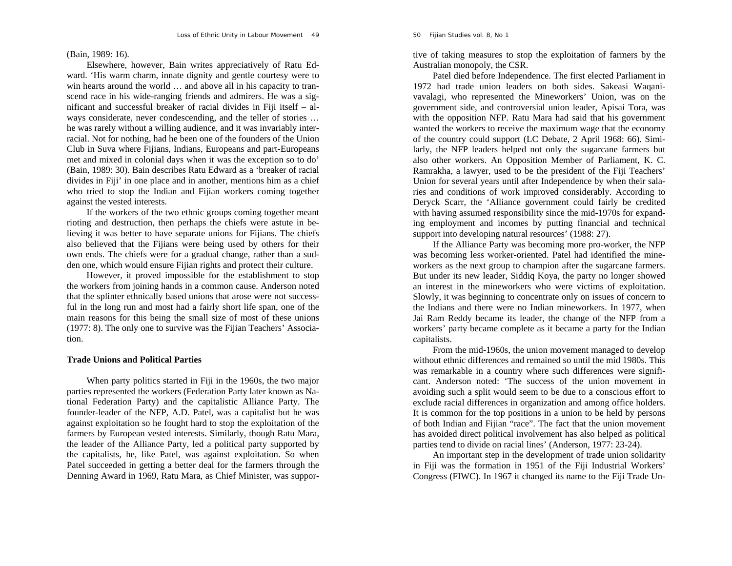(Bain, 1989: 16).

Elsewhere, however, Bain writes appreciatively of Ratu Edward. 'His warm charm, innate dignity and gentle courtesy were to win hearts around the world … and above all in his capacity to transcend race in his wide-ranging friends and admirers. He was a significant and successful breaker of racial divides in Fiji itself – always considerate, never condescending, and the teller of stories … he was rarely without a willing audience, and it was invariably interracial. Not for nothing, had he been one of the founders of the Union Club in Suva where Fijians, Indians, Europeans and part-Europeans met and mixed in colonial days when it was the exception so to do' (Bain, 1989: 30). Bain describes Ratu Edward as a 'breaker of racial divides in Fiji' in one place and in another, mentions him as a chief who tried to stop the Indian and Fijian workers coming together against the vested interests.

If the workers of the two ethnic groups coming together meant rioting and destruction, then perhaps the chiefs were astute in believing it was better to have separate unions for Fijians. The chiefs also believed that the Fijians were being used by others for their own ends. The chiefs were for a gradual change, rather than a sudden one, which would ensure Fijian rights and protect their culture.

However, it proved impossible for the establishment to stop the workers from joining hands in a common cause. Anderson noted that the splinter ethnically based unions that arose were not successful in the long run and most had a fairly short life span, one of the main reasons for this being the small size of most of these unions (1977: 8). The only one to survive was the Fijian Teachers' Association.

### Trade Unions and Political Parties

When party politics started in Fiji in the 1960s, the two major parties represented the workers (Federation Party later known as National Federation Party) and the capitalistic Alliance Party. The founder-leader of the NFP, A.D. Patel, was a capitalist but he was against exploitation so he fought hard to stop the exploitation of the farmers by European vested interests. Similarly, though Ratu Mara, the leader of the Alliance Party, led a political party supported by the capitalists, he, like Patel, was against exploitation. So when Patel succeeded in getting a better deal for the farmers through the Denning Award in 1969, Ratu Mara, as Chief Minister, was supportive of taking measures to stop the exploitation of farmers by the Australian monopoly, the CSR.

Patel died before Independence. The first elected Parliament in 1972 had trade union leaders on both sides. Sakeasi Waqanivavalagi, who represented the Mineworkers' Union, was on the government side, and controversial union leader, Apisai Tora, was with the opposition NFP. Ratu Mara had said that his government wanted the workers to receive the maximum wage that the economy of the country could support (LC Debate, 2 April 1968: 66). Similarly, the NFP leaders helped not only the sugarcane farmers but also other workers. An Opposition Member of Parliament, K. C. Ramrakha, a lawyer, used to be the president of the Fiji Teachers' Union for several years until after Independence by when their salaries and conditions of work improved considerably. According to Deryck Scarr, the 'Alliance government could fairly be credited with having assumed responsibility since the mid-1970s for expanding employment and incomes by putting financial and technical support into developing natural resources' (1988: 27).

If the Alliance Party was becoming more pro-worker, the NFP was becoming less worker-oriented. Patel had identified the mineworkers as the next group to champion after the sugarcane farmers. But under its new leader, Siddiq Koya, the party no longer showed an interest in the mineworkers who were victims of exploitation. Slowly, it was beginning to concentrate only on issues of concern to the Indians and there were no Indian mineworkers. In 1977, when Jai Ram Reddy became its leader, the change of the NFP from a workers' party became complete as it became a party for the Indian capitalists.

From the mid-1960s, the union movement managed to develop without ethnic differences and remained so until the mid 1980s. This was remarkable in a country where such differences were significant. Anderson noted: 'The success of the union movement in avoiding such a split would seem to be due to a conscious effort to exclude racial differences in organization and among office holders. It is common for the top positions in a union to be held by persons of both Indian and Fijian "race". The fact that the union movement has avoided direct political involvement has also helped as political parties tend to divide on racial lines' (Anderson, 1977: 23-24).

An important step in the development of trade union solidarity in Fiji was the formation in 1951 of the Fiji Industrial Workers' Congress (FIWC). In 1967 it changed its name to the Fiji Trade Un-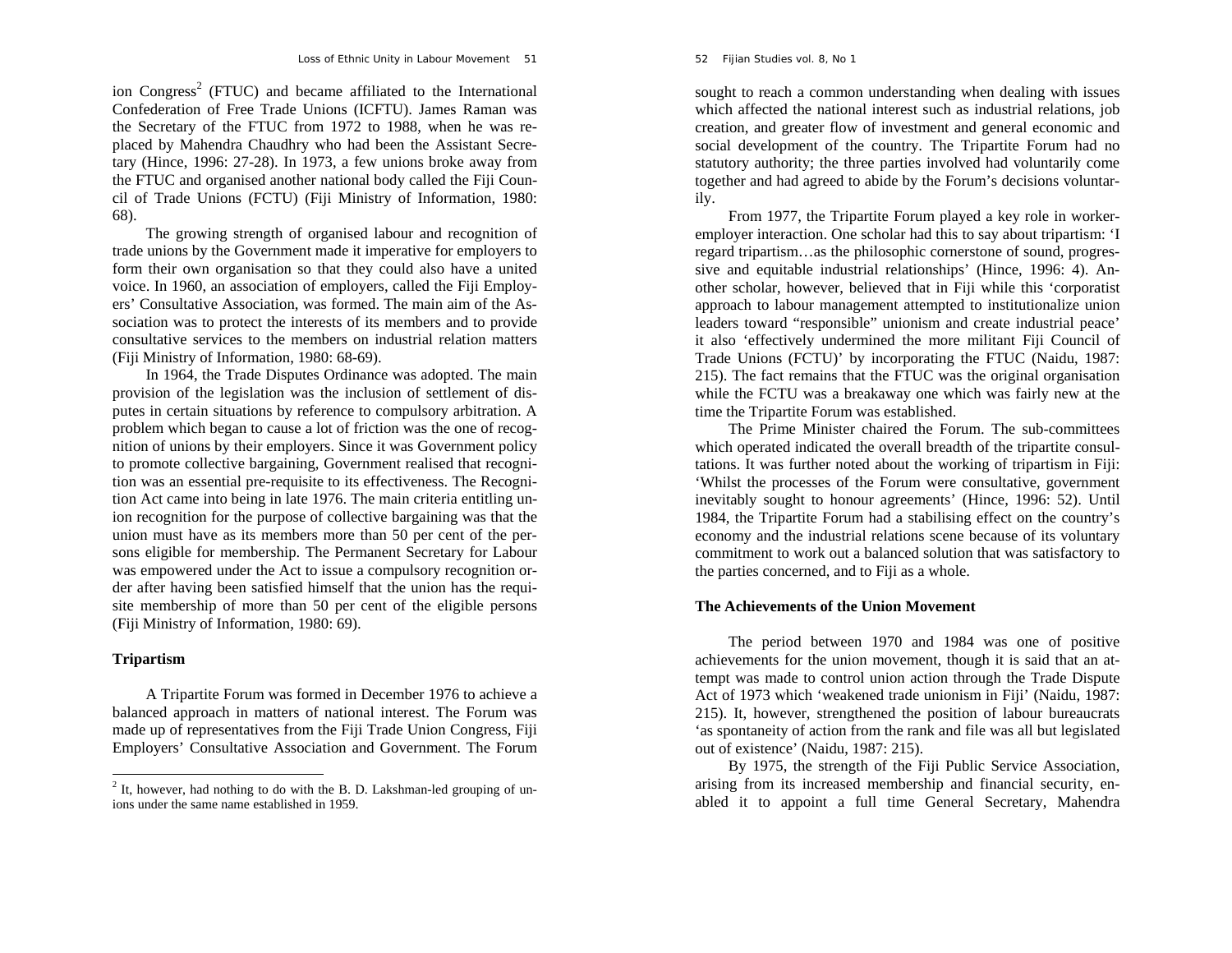ion Congress[2] (FTUC) and became affiliated to the International Confederation of Free Trade Unions (ICFTU). James Raman was the Secretary of the FTUC from 1972 to 1988, when he was replaced by Mahendra Chaudhry who had been the Assistant Secretary (Hince, 1996: 27-28). In 1973, a few unions broke away from the FTUC and organised another national body called the Fiji Council of Trade Unions (FCTU) (Fiji Ministry of Information, 1980: 68).

The growing strength of organised labour and recognition of trade unions by the Government made it imperative for employers to form their own organisation so that they could also have a united voice. In 1960, an association of employers, called the Fiji Employers' Consultative Association, was formed. The main aim of the Association was to protect the interests of its members and to provide consultative services to the members on industrial relation matters (Fiji Ministry of Information, 1980: 68-69).

In 1964, the Trade Disputes Ordinance was adopted. The main provision of the legislation was the inclusion of settlement of disputes in certain situations by reference to compulsory arbitration. A problem which began to cause a lot of friction was the one of recognition of unions by their employers. Since it was Government policy to promote collective bargaining, Government realised that recognition was an essential pre-requisite to its effectiveness. The Recognition Act came into being in late 1976. The main criteria entitling union recognition for the purpose of collective bargaining was that the union must have as its members more than 50 per cent of the persons eligible for membership. The Permanent Secretary for Labour was empowered under the Act to issue a compulsory recognition order after having been satisfied himself that the union has the requisite membership of more than 50 per cent of the eligible persons (Fiji Ministry of Information, 1980: 69).

### Tripartism

A Tripartite Forum was formed in December 1976 to achieve a balanced approach in matters of national interest. The Forum was made up of representatives from the Fiji Trade Union Congress, Fiji Employers' Consultative Association and Government. The Forum sought to reach a common understanding when dealing with issues which affected the national interest such as industrial relations, job creation, and greater flow of investment and general economic and social development of the country. The Tripartite Forum had no statutory authority; the three parties involved had voluntarily come together and had agreed to abide by the Forum's decisions voluntarily.

From 1977, the Tripartite Forum played a key role in worker-employer interaction. One scholar had this to say about tripartism: 'I regard tripartism…as the philosophic cornerstone of sound, progressive and equitable industrial relationships' (Hince, 1996: 4). Another scholar, however, believed that in Fiji while this 'corporatist approach to labour management attempted to institutionalize union leaders toward "responsible" unionism and create industrial peace' it also 'effectively undermined the more militant Fiji Council of Trade Unions (FCTU)' by incorporating the FTUC (Naidu, 1987: 215). The fact remains that the FTUC was the original organisation while the FCTU was a breakaway one which was fairly new at the time the Tripartite Forum was established.

The Prime Minister chaired the Forum. The sub-committees which operated indicated the overall breadth of the tripartite consultations. It was further noted about the working of tripartism in Fiji: 'Whilst the processes of the Forum were consultative, government inevitably sought to honour agreements' (Hince, 1996: 52). Until 1984, the Tripartite Forum had a stabilising effect on the country's economy and the industrial relations scene because of its voluntary commitment to work out a balanced solution that was satisfactory to the parties concerned, and to Fiji as a whole.

### The Achievements of the Union Movement

The period between 1970 and 1984 was one of positive achievements for the union movement, though it is said that an attempt was made to control union action through the Trade Dispute Act of 1973 which 'weakened trade unionism in Fiji' (Naidu, 1987: 215). It, however, strengthened the position of labour bureaucrats 'as spontaneity of action from the rank and file was all but legislated out of existence' (Naidu, 1987: 215).

By 1975, the strength of the Fiji Public Service Association, arising from its increased membership and financial security, enabled it to appoint a full time General Secretary, Mahendra

[2] It, however, had nothing to do with the B. D. Lakshman-led grouping of unions under the same name established in 1959.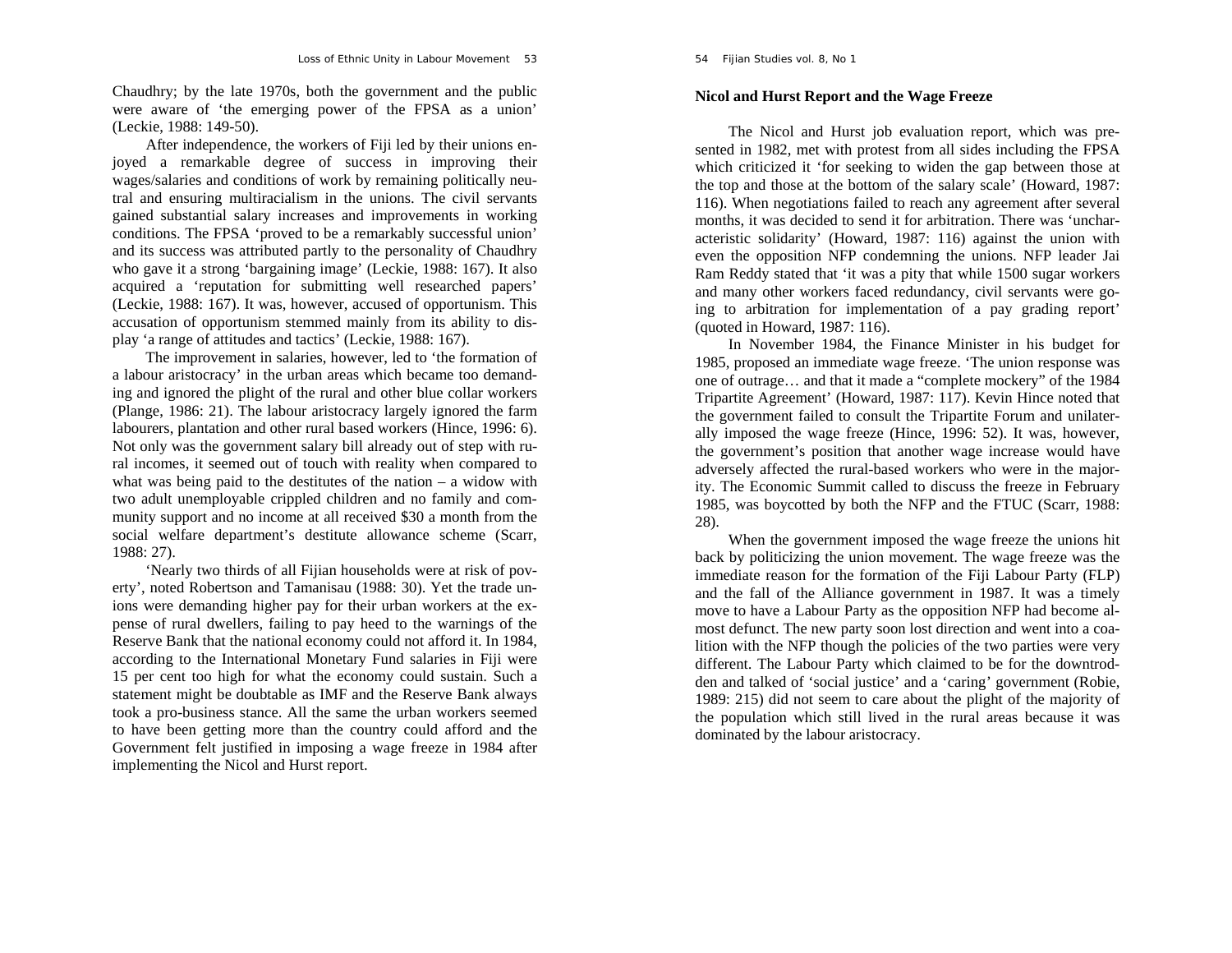Chaudhry; by the late 1970s, both the government and the public were aware of 'the emerging power of the FPSA as a union' (Leckie, 1988: 149-50).

After independence, the workers of Fiji led by their unions enjoyed a remarkable degree of success in improving their wages/salaries and conditions of work by remaining politically neutral and ensuring multiracialism in the unions. The civil servants gained substantial salary increases and improvements in working conditions. The FPSA 'proved to be a remarkably successful union' and its success was attributed partly to the personality of Chaudhry who gave it a strong 'bargaining image' (Leckie, 1988: 167). It also acquired a 'reputation for submitting well researched papers' (Leckie, 1988: 167). It was, however, accused of opportunism. This accusation of opportunism stemmed mainly from its ability to display 'a range of attitudes and tactics' (Leckie, 1988: 167).

The improvement in salaries, however, led to 'the formation of a labour aristocracy' in the urban areas which became too demanding and ignored the plight of the rural and other blue collar workers (Plange, 1986: 21). The labour aristocracy largely ignored the farm labourers, plantation and other rural based workers (Hince, 1996: 6). Not only was the government salary bill already out of step with rural incomes, it seemed out of touch with reality when compared to what was being paid to the destitutes of the nation – a widow with two adult unemployable crippled children and no family and community support and no income at all received $30 a month from the social welfare department's destitute allowance scheme (Scarr, 1988: 27).

'Nearly two thirds of all Fijian households were at risk of poverty', noted Robertson and Tamanisau (1988: 30). Yet the trade unions were demanding higher pay for their urban workers at the expense of rural dwellers, failing to pay heed to the warnings of the Reserve Bank that the national economy could not afford it. In 1984, according to the International Monetary Fund salaries in Fiji were 15 per cent too high for what the economy could sustain. Such a statement might be doubtable as IMF and the Reserve Bank always took a pro-business stance. All the same the urban workers seemed to have been getting more than the country could afford and the Government felt justified in imposing a wage freeze in 1984 after implementing the Nicol and Hurst report.

**Nicol and Hurst Report and the Wage Freeze**

The Nicol and Hurst job evaluation report, which was presented in 1982, met with protest from all sides including the FPSA which criticized it 'for seeking to widen the gap between those at the top and those at the bottom of the salary scale' (Howard, 1987: 116). When negotiations failed to reach any agreement after several months, it was decided to send it for arbitration. There was 'uncharacteristic solidarity' (Howard, 1987: 116) against the union with even the opposition NFP condemning the unions. NFP leader Jai Ram Reddy stated that 'it was a pity that while 1500 sugar workers and many other workers faced redundancy, civil servants were going to arbitration for implementation of a pay grading report' (quoted in Howard, 1987: 116).

In November 1984, the Finance Minister in his budget for 1985, proposed an immediate wage freeze. 'The union response was one of outrage… and that it made a "complete mockery" of the 1984 Tripartite Agreement' (Howard, 1987: 117). Kevin Hince noted that the government failed to consult the Tripartite Forum and unilaterally imposed the wage freeze (Hince, 1996: 52). It was, however, the government's position that another wage increase would have adversely affected the rural-based workers who were in the majority. The Economic Summit called to discuss the freeze in February 1985, was boycotted by both the NFP and the FTUC (Scarr, 1988: 28).

When the government imposed the wage freeze the unions hit back by politicizing the union movement. The wage freeze was the immediate reason for the formation of the Fiji Labour Party (FLP) and the fall of the Alliance government in 1987. It was a timely move to have a Labour Party as the opposition NFP had become almost defunct. The new party soon lost direction and went into a coalition with the NFP though the policies of the two parties were very different. The Labour Party which claimed to be for the downtrodden and talked of 'social justice' and a 'caring' government (Robie, 1989: 215) did not seem to care about the plight of the majority of the population which still lived in the rural areas because it was dominated by the labour aristocracy.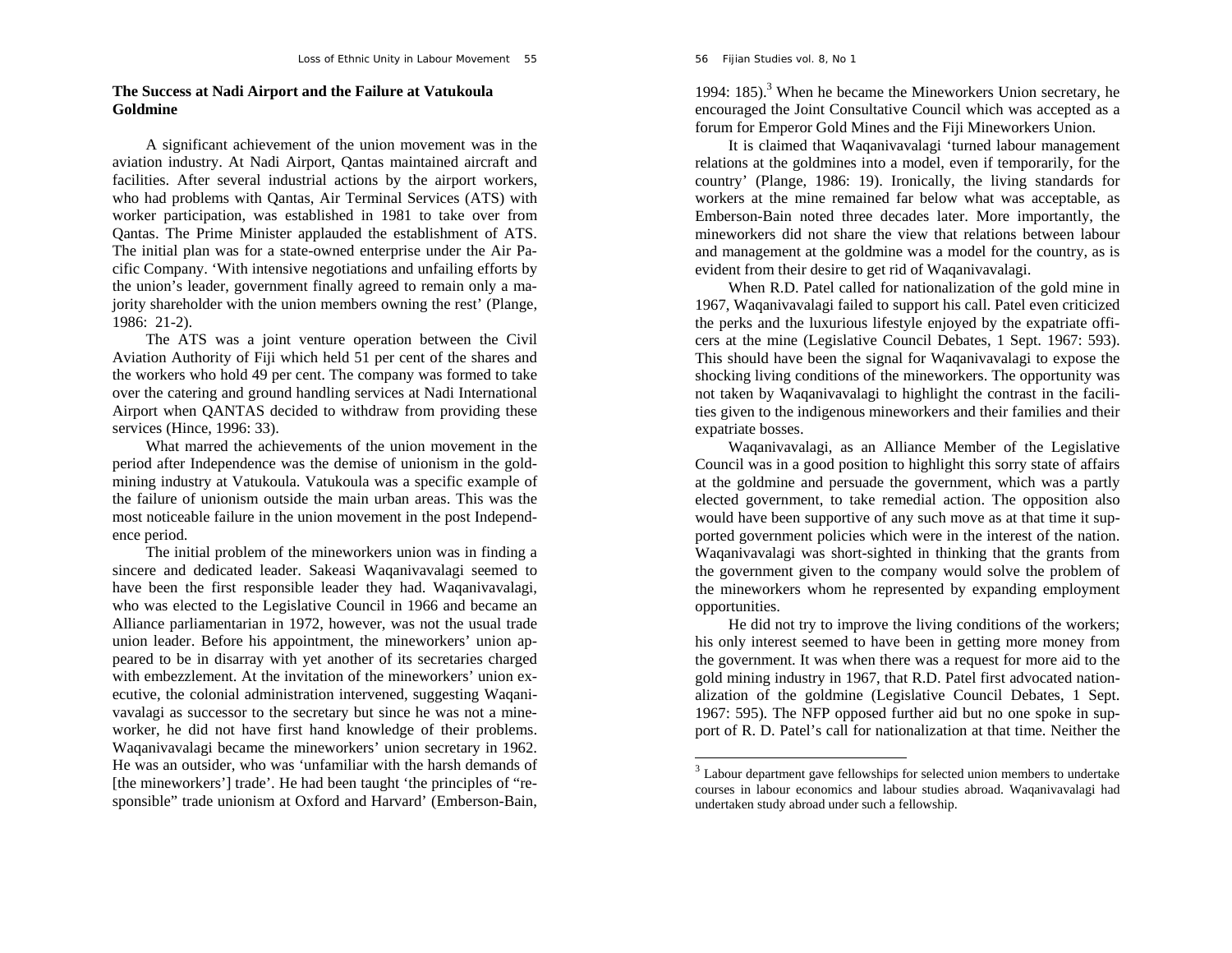## The Success at Nadi Airport and the Failure at Vatukoula Goldmine

A significant achievement of the union movement was in the aviation industry. At Nadi Airport, Qantas maintained aircraft and facilities. After several industrial actions by the airport workers, who had problems with Qantas, Air Terminal Services (ATS) with worker participation, was established in 1981 to take over from Qantas. The Prime Minister applauded the establishment of ATS. The initial plan was for a state-owned enterprise under the Air Pacific Company. 'With intensive negotiations and unfailing efforts by the union's leader, government finally agreed to remain only a majority shareholder with the union members owning the rest' (Plange, 1986: 21-2).

The ATS was a joint venture operation between the Civil Aviation Authority of Fiji which held 51 per cent of the shares and the workers who hold 49 per cent. The company was formed to take over the catering and ground handling services at Nadi International Airport when QANTAS decided to withdraw from providing these services (Hince, 1996: 33).

What marred the achievements of the union movement in the period after Independence was the demise of unionism in the gold-mining industry at Vatukoula. Vatukoula was a specific example of the failure of unionism outside the main urban areas. This was the most noticeable failure in the union movement in the post Independence period.

The initial problem of the mineworkers union was in finding a sincere and dedicated leader. Sakeasi Waqanivavalagi seemed to have been the first responsible leader they had. Waqanivavalagi, who was elected to the Legislative Council in 1966 and became an Alliance parliamentarian in 1972, however, was not the usual trade union leader. Before his appointment, the mineworkers' union appeared to be in disarray with yet another of its secretaries charged with embezzlement. At the invitation of the mineworkers' union executive, the colonial administration intervened, suggesting Waqanivavalagi as successor to the secretary but since he was not a mineworker, he did not have first hand knowledge of their problems. Waqanivavalagi became the mineworkers' union secretary in 1962. He was an outsider, who was 'unfamiliar with the harsh demands of [the mineworkers'] trade'. He had been taught 'the principles of "responsible" trade unionism at Oxford and Harvard' (Emberson-Bain, 1994: 185).[3] When he became the Mineworkers Union secretary, he encouraged the Joint Consultative Council which was accepted as a forum for Emperor Gold Mines and the Fiji Mineworkers Union.

It is claimed that Waqanivavalagi 'turned labour management relations at the goldmines into a model, even if temporarily, for the country' (Plange, 1986: 19). Ironically, the living standards for workers at the mine remained far below what was acceptable, as Emberson-Bain noted three decades later. More importantly, the mineworkers did not share the view that relations between labour and management at the goldmine was a model for the country, as is evident from their desire to get rid of Waqanivavalagi.

When R.D. Patel called for nationalization of the gold mine in 1967, Waqanivavalagi failed to support his call. Patel even criticized the perks and the luxurious lifestyle enjoyed by the expatriate officers at the mine (Legislative Council Debates, 1 Sept. 1967: 593). This should have been the signal for Waqanivavalagi to expose the shocking living conditions of the mineworkers. The opportunity was not taken by Waqanivavalagi to highlight the contrast in the facilities given to the indigenous mineworkers and their families and their expatriate bosses.

Waqanivavalagi, as an Alliance Member of the Legislative Council was in a good position to highlight this sorry state of affairs at the goldmine and persuade the government, which was a partly elected government, to take remedial action. The opposition also would have been supportive of any such move as at that time it supported government policies which were in the interest of the nation. Waqanivavalagi was short-sighted in thinking that the grants from the government given to the company would solve the problem of the mineworkers whom he represented by expanding employment opportunities.

He did not try to improve the living conditions of the workers; his only interest seemed to have been in getting more money from the government. It was when there was a request for more aid to the gold mining industry in 1967, that R.D. Patel first advocated nationalization of the goldmine (Legislative Council Debates, 1 Sept. 1967: 595). The NFP opposed further aid but no one spoke in support of R. D. Patel's call for nationalization at that time. Neither the

---

[3] Labour department gave fellowships for selected union members to undertake courses in labour economics and labour studies abroad. Waqanivavalagi had undertaken study abroad under such a fellowship.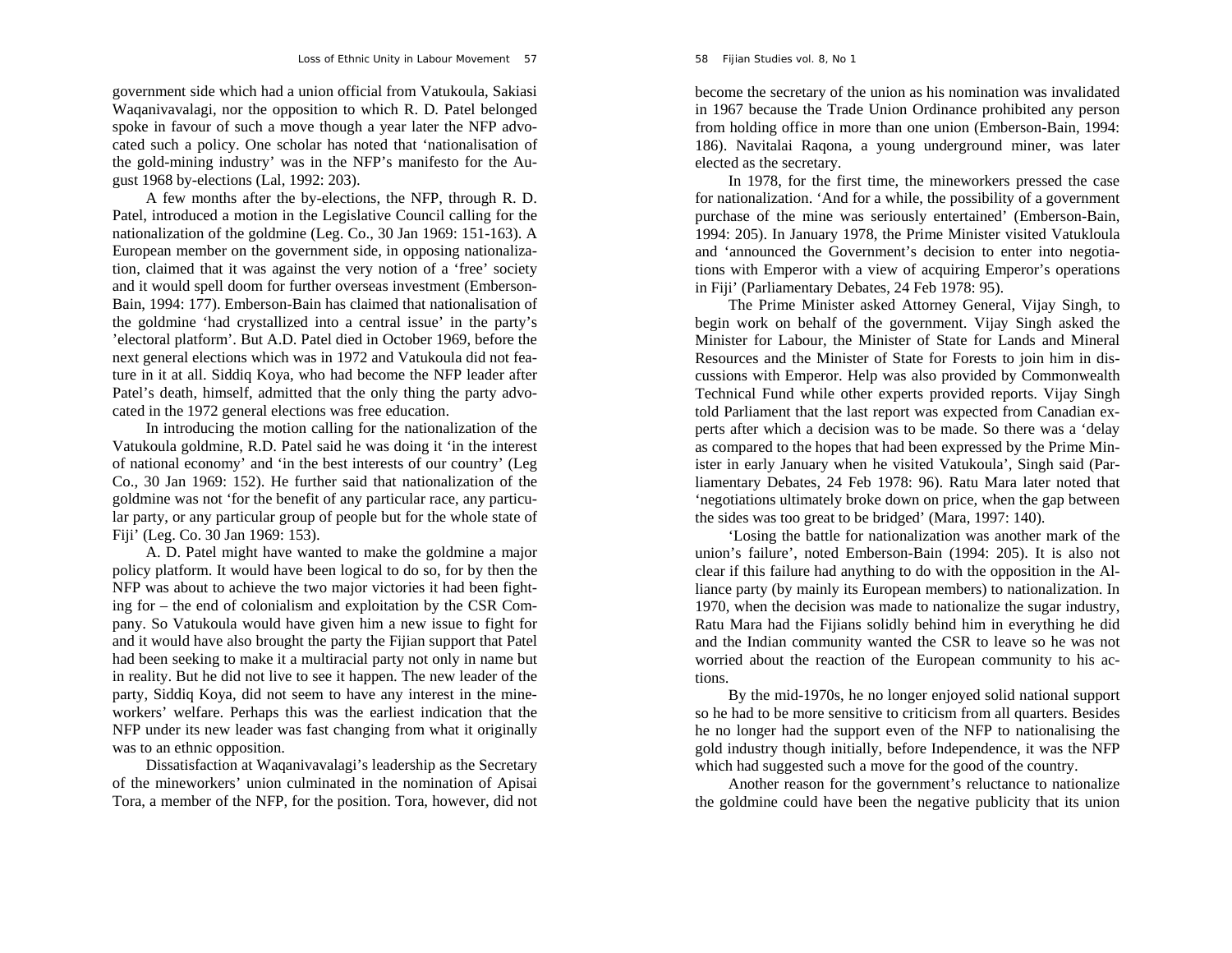government side which had a union official from Vatukoula, Sakiasi Waqanivavalagi, nor the opposition to which R. D. Patel belonged spoke in favour of such a move though a year later the NFP advocated such a policy. One scholar has noted that 'nationalisation of the gold-mining industry' was in the NFP's manifesto for the August 1968 by-elections (Lal, 1992: 203).

A few months after the by-elections, the NFP, through R. D. Patel, introduced a motion in the Legislative Council calling for the nationalization of the goldmine (Leg. Co., 30 Jan 1969: 151-163). A European member on the government side, in opposing nationalization, claimed that it was against the very notion of a 'free' society and it would spell doom for further overseas investment (Emberson-Bain, 1994: 177). Emberson-Bain has claimed that nationalisation of the goldmine 'had crystallized into a central issue' in the party's 'electoral platform'. But A.D. Patel died in October 1969, before the next general elections which was in 1972 and Vatukoula did not feature in it at all. Siddiq Koya, who had become the NFP leader after Patel's death, himself, admitted that the only thing the party advocated in the 1972 general elections was free education.

In introducing the motion calling for the nationalization of the Vatukoula goldmine, R.D. Patel said he was doing it 'in the interest of national economy' and 'in the best interests of our country' (Leg Co., 30 Jan 1969: 152). He further said that nationalization of the goldmine was not 'for the benefit of any particular race, any particular party, or any particular group of people but for the whole state of Fiji' (Leg. Co. 30 Jan 1969: 153).

A. D. Patel might have wanted to make the goldmine a major policy platform. It would have been logical to do so, for by then the NFP was about to achieve the two major victories it had been fighting for – the end of colonialism and exploitation by the CSR Company. So Vatukoula would have given him a new issue to fight for and it would have also brought the party the Fijian support that Patel had been seeking to make it a multiracial party not only in name but in reality. But he did not live to see it happen. The new leader of the party, Siddiq Koya, did not seem to have any interest in the mineworkers' welfare. Perhaps this was the earliest indication that the NFP under its new leader was fast changing from what it originally was to an ethnic opposition.

Dissatisfaction at Waqanivavalagi's leadership as the Secretary of the mineworkers' union culminated in the nomination of Apisai Tora, a member of the NFP, for the position. Tora, however, did not become the secretary of the union as his nomination was invalidated in 1967 because the Trade Union Ordinance prohibited any person from holding office in more than one union (Emberson-Bain, 1994: 186). Navitalai Raqona, a young underground miner, was later elected as the secretary.

In 1978, for the first time, the mineworkers pressed the case for nationalization. 'And for a while, the possibility of a government purchase of the mine was seriously entertained' (Emberson-Bain, 1994: 205). In January 1978, the Prime Minister visited Vatukloula and 'announced the Government's decision to enter into negotiations with Emperor with a view of acquiring Emperor's operations in Fiji' (Parliamentary Debates, 24 Feb 1978: 95).

The Prime Minister asked Attorney General, Vijay Singh, to begin work on behalf of the government. Vijay Singh asked the Minister for Labour, the Minister of State for Lands and Mineral Resources and the Minister of State for Forests to join him in discussions with Emperor. Help was also provided by Commonwealth Technical Fund while other experts provided reports. Vijay Singh told Parliament that the last report was expected from Canadian experts after which a decision was to be made. So there was a 'delay as compared to the hopes that had been expressed by the Prime Minister in early January when he visited Vatukoula', Singh said (Parliamentary Debates, 24 Feb 1978: 96). Ratu Mara later noted that 'negotiations ultimately broke down on price, when the gap between the sides was too great to be bridged' (Mara, 1997: 140).

'Losing the battle for nationalization was another mark of the union's failure', noted Emberson-Bain (1994: 205). It is also not clear if this failure had anything to do with the opposition in the Alliance party (by mainly its European members) to nationalization. In 1970, when the decision was made to nationalize the sugar industry, Ratu Mara had the Fijians solidly behind him in everything he did and the Indian community wanted the CSR to leave so he was not worried about the reaction of the European community to his actions.

By the mid-1970s, he no longer enjoyed solid national support so he had to be more sensitive to criticism from all quarters. Besides he no longer had the support even of the NFP to nationalising the gold industry though initially, before Independence, it was the NFP which had suggested such a move for the good of the country.

Another reason for the government's reluctance to nationalize the goldmine could have been the negative publicity that its union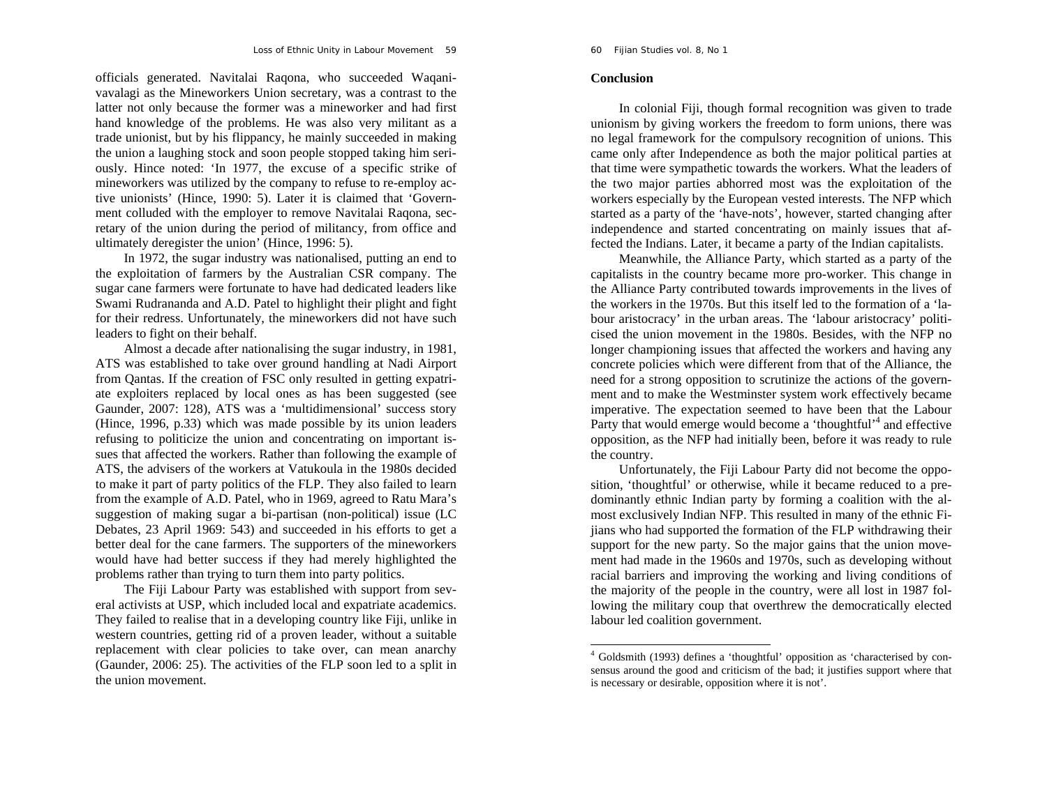officials generated. Navitalai Raqona, who succeeded Waqanivavalagi as the Mineworkers Union secretary, was a contrast to the latter not only because the former was a mineworker and had first hand knowledge of the problems. He was also very militant as a trade unionist, but by his flippancy, he mainly succeeded in making the union a laughing stock and soon people stopped taking him seriously. Hince noted: 'In 1977, the excuse of a specific strike of mineworkers was utilized by the company to refuse to re-employ active unionists' (Hince, 1990: 5). Later it is claimed that 'Government colluded with the employer to remove Navitalai Raqona, secretary of the union during the period of militancy, from office and ultimately deregister the union' (Hince, 1996: 5).

In 1972, the sugar industry was nationalised, putting an end to the exploitation of farmers by the Australian CSR company. The sugar cane farmers were fortunate to have had dedicated leaders like Swami Rudrananda and A.D. Patel to highlight their plight and fight for their redress. Unfortunately, the mineworkers did not have such leaders to fight on their behalf.

Almost a decade after nationalising the sugar industry, in 1981, ATS was established to take over ground handling at Nadi Airport from Qantas. If the creation of FSC only resulted in getting expatriate exploiters replaced by local ones as has been suggested (see Gaunder, 2007: 128), ATS was a 'multidimensional' success story (Hince, 1996, p.33) which was made possible by its union leaders refusing to politicize the union and concentrating on important issues that affected the workers. Rather than following the example of ATS, the advisers of the workers at Vatukoula in the 1980s decided to make it part of party politics of the FLP. They also failed to learn from the example of A.D. Patel, who in 1969, agreed to Ratu Mara's suggestion of making sugar a bi-partisan (non-political) issue (LC Debates, 23 April 1969: 543) and succeeded in his efforts to get a better deal for the cane farmers. The supporters of the mineworkers would have had better success if they had merely highlighted the problems rather than trying to turn them into party politics.

The Fiji Labour Party was established with support from several activists at USP, which included local and expatriate academics. They failed to realise that in a developing country like Fiji, unlike in western countries, getting rid of a proven leader, without a suitable replacement with clear policies to take over, can mean anarchy (Gaunder, 2006: 25). The activities of the FLP soon led to a split in the union movement.

## Conclusion

In colonial Fiji, though formal recognition was given to trade unionism by giving workers the freedom to form unions, there was no legal framework for the compulsory recognition of unions. This came only after Independence as both the major political parties at that time were sympathetic towards the workers. What the leaders of the two major parties abhorred most was the exploitation of the workers especially by the European vested interests. The NFP which started as a party of the 'have-nots', however, started changing after independence and started concentrating on mainly issues that affected the Indians. Later, it became a party of the Indian capitalists.

Meanwhile, the Alliance Party, which started as a party of the capitalists in the country became more pro-worker. This change in the Alliance Party contributed towards improvements in the lives of the workers in the 1970s. But this itself led to the formation of a 'labour aristocracy' in the urban areas. The 'labour aristocracy' politicised the union movement in the 1980s. Besides, with the NFP no longer championing issues that affected the workers and having any concrete policies which were different from that of the Alliance, the need for a strong opposition to scrutinize the actions of the government and to make the Westminster system work effectively became imperative. The expectation seemed to have been that the Labour Party that would emerge would become a 'thoughtful'[4] and effective opposition, as the NFP had initially been, before it was ready to rule the country.

Unfortunately, the Fiji Labour Party did not become the opposition, 'thoughtful' or otherwise, while it became reduced to a predominantly ethnic Indian party by forming a coalition with the almost exclusively Indian NFP. This resulted in many of the ethnic Fijians who had supported the formation of the FLP withdrawing their support for the new party. So the major gains that the union movement had made in the 1960s and 1970s, such as developing without racial barriers and improving the working and living conditions of the majority of the people in the country, were all lost in 1987 following the military coup that overthrew the democratically elected labour led coalition government.

[4] Goldsmith (1993) defines a 'thoughtful' opposition as 'characterised by consensus around the good and criticism of the bad; it justifies support where that is necessary or desirable, opposition where it is not'.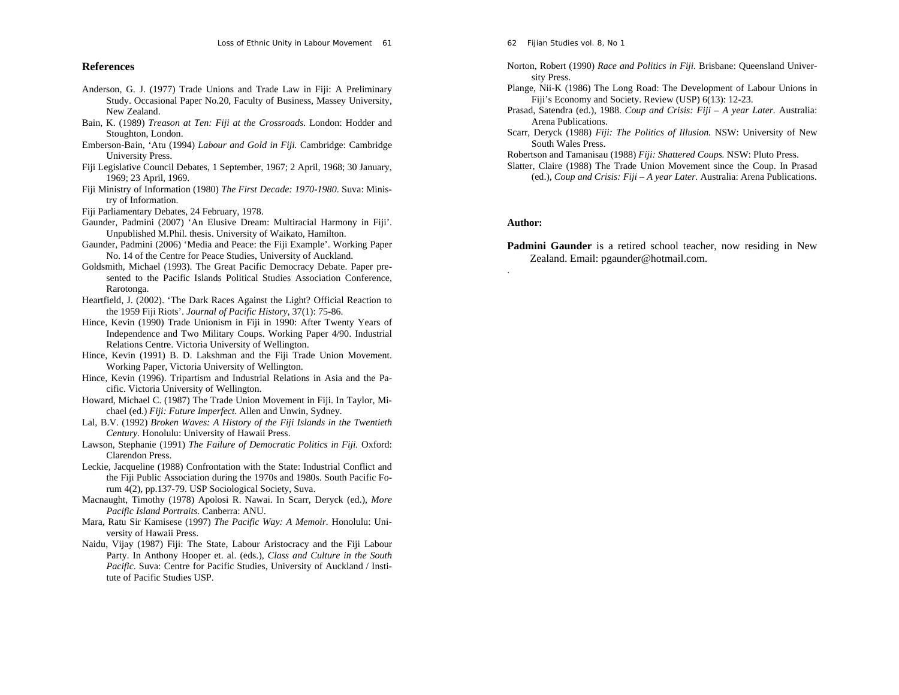## References

Anderson, G. J. (1977) Trade Unions and Trade Law in Fiji: A Preliminary Study. Occasional Paper No.20, Faculty of Business, Massey University, New Zealand.

Bain, K. (1989) *Treason at Ten: Fiji at the Crossroads.* London: Hodder and Stoughton, London.

Emberson-Bain, 'Atu (1994) *Labour and Gold in Fiji.* Cambridge: Cambridge University Press.

Fiji Legislative Council Debates, 1 September, 1967; 2 April, 1968; 30 January, 1969; 23 April, 1969.

Fiji Ministry of Information (1980) *The First Decade: 1970-1980*. Suva: Ministry of Information.

Fiji Parliamentary Debates, 24 February, 1978.

Gaunder, Padmini (2007) 'An Elusive Dream: Multiracial Harmony in Fiji'. Unpublished M.Phil. thesis. University of Waikato, Hamilton.

Gaunder, Padmini (2006) 'Media and Peace: the Fiji Example'. Working Paper No. 14 of the Centre for Peace Studies, University of Auckland.

Goldsmith, Michael (1993). The Great Pacific Democracy Debate. Paper presented to the Pacific Islands Political Studies Association Conference, Rarotonga.

Heartfield, J. (2002). 'The Dark Races Against the Light? Official Reaction to the 1959 Fiji Riots'. *Journal of Pacific History*, 37(1): 75-86.

Hince, Kevin (1990) Trade Unionism in Fiji in 1990: After Twenty Years of Independence and Two Military Coups. Working Paper 4/90. Industrial Relations Centre. Victoria University of Wellington.

Hince, Kevin (1991) B. D. Lakshman and the Fiji Trade Union Movement. Working Paper, Victoria University of Wellington.

Hince, Kevin (1996). Tripartism and Industrial Relations in Asia and the Pacific. Victoria University of Wellington.

Howard, Michael C. (1987) The Trade Union Movement in Fiji. In Taylor, Michael (ed.) *Fiji: Future Imperfect.* Allen and Unwin, Sydney.

Lal, B.V. (1992) *Broken Waves: A History of the Fiji Islands in the Twentieth Century.* Honolulu: University of Hawaii Press.

Lawson, Stephanie (1991) *The Failure of Democratic Politics in Fiji.* Oxford: Clarendon Press.

Leckie, Jacqueline (1988) Confrontation with the State: Industrial Conflict and the Fiji Public Association during the 1970s and 1980s. South Pacific Forum 4(2), pp.137-79. USP Sociological Society, Suva.

Macnaught, Timothy (1978) Apolosi R. Nawai. In Scarr, Deryck (ed.), *More Pacific Island Portraits.* Canberra: ANU.

Mara, Ratu Sir Kamisese (1997) *The Pacific Way: A Memoir.* Honolulu: University of Hawaii Press.

Naidu, Vijay (1987) Fiji: The State, Labour Aristocracy and the Fiji Labour Party. In Anthony Hooper et. al. (eds.), *Class and Culture in the South Pacific*. Suva: Centre for Pacific Studies, University of Auckland / Institute of Pacific Studies USP.

Norton, Robert (1990) *Race and Politics in Fiji.* Brisbane: Queensland University Press.

Plange, Nii-K (1986) The Long Road: The Development of Labour Unions in Fiji's Economy and Society. Review (USP) 6(13): 12-23.

Prasad, Satendra (ed.), 1988. *Coup and Crisis: Fiji – A year Later.* Australia: Arena Publications.

Scarr, Deryck (1988) *Fiji: The Politics of Illusion.* NSW: University of New South Wales Press.

Robertson and Tamanisau (1988) *Fiji: Shattered Coups.* NSW: Pluto Press.

Slatter, Claire (1988) The Trade Union Movement since the Coup. In Prasad (ed.), *Coup and Crisis: Fiji – A year Later.* Australia: Arena Publications.

**Author:**

**Padmini Gaunder** is a retired school teacher, now residing in New Zealand. Email: pgaunder@hotmail.com.